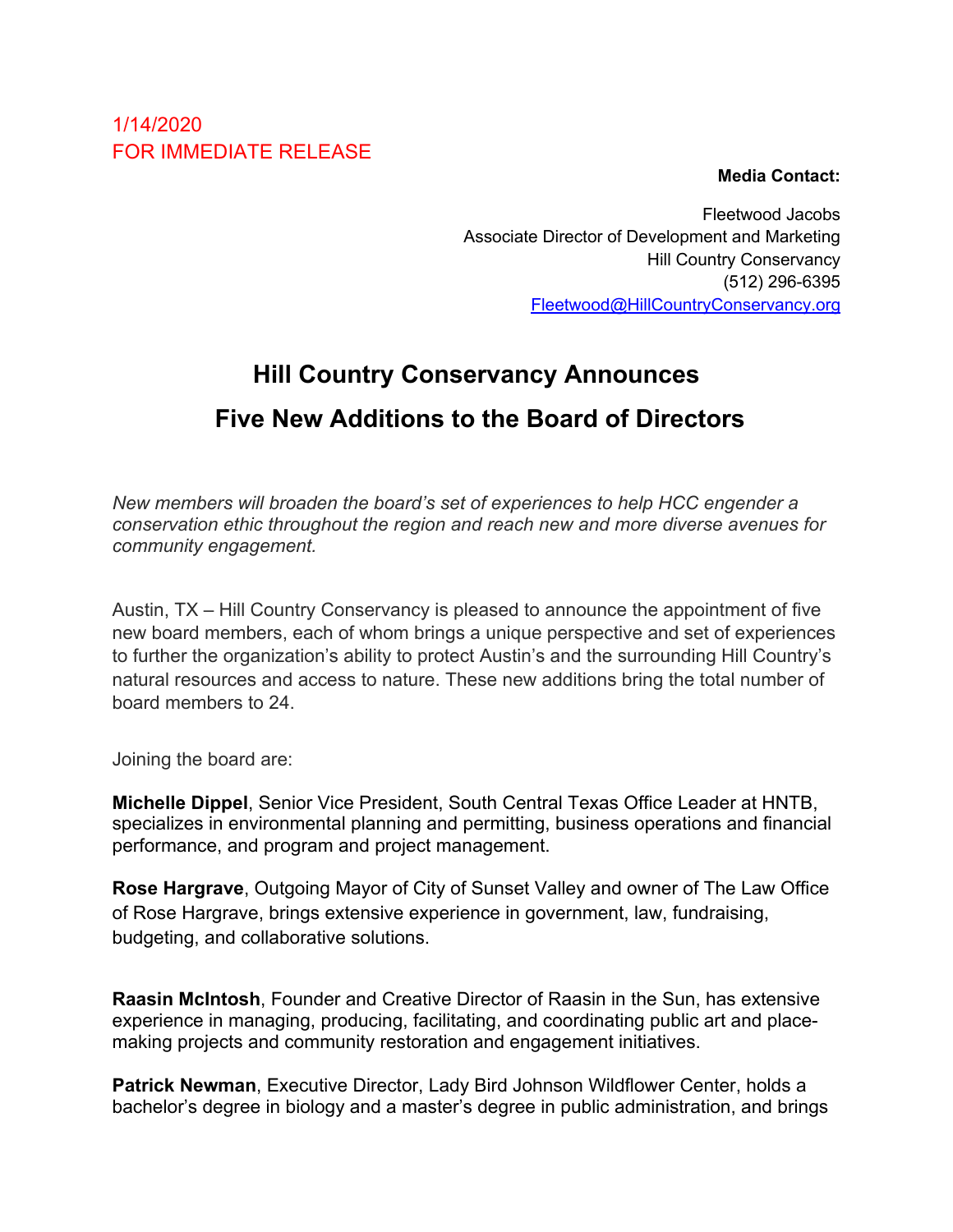1/14/2020
FOR IMMEDIATE RELEASE

**Media Contact:**

Fleetwood Jacobs
Associate Director of Development and Marketing
Hill Country Conservancy
(512) 296-6395
Fleetwood@HillCountryConservancy.org

# Hill Country Conservancy Announces Five New Additions to the Board of Directors

*New members will broaden the board's set of experiences to help HCC engender a conservation ethic throughout the region and reach new and more diverse avenues for community engagement.*

Austin, TX – Hill Country Conservancy is pleased to announce the appointment of five new board members, each of whom brings a unique perspective and set of experiences to further the organization's ability to protect Austin's and the surrounding Hill Country's natural resources and access to nature. These new additions bring the total number of board members to 24.

Joining the board are:

**Michelle Dippel**, Senior Vice President, South Central Texas Office Leader at HNTB, specializes in environmental planning and permitting, business operations and financial performance, and program and project management.

**Rose Hargrave**, Outgoing Mayor of City of Sunset Valley and owner of The Law Office of Rose Hargrave, brings extensive experience in government, law, fundraising, budgeting, and collaborative solutions.

**Raasin McIntosh**, Founder and Creative Director of Raasin in the Sun, has extensive experience in managing, producing, facilitating, and coordinating public art and place-making projects and community restoration and engagement initiatives.

**Patrick Newman**, Executive Director, Lady Bird Johnson Wildflower Center, holds a bachelor's degree in biology and a master's degree in public administration, and brings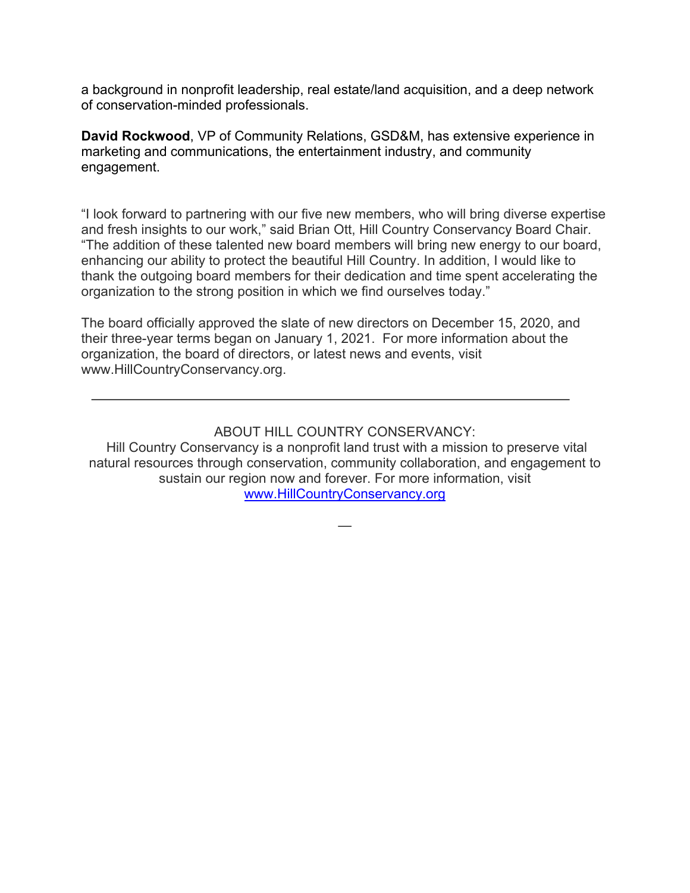a background in nonprofit leadership, real estate/land acquisition, and a deep network of conservation-minded professionals.

**David Rockwood**, VP of Community Relations, GSD&M, has extensive experience in marketing and communications, the entertainment industry, and community engagement.

"I look forward to partnering with our five new members, who will bring diverse expertise and fresh insights to our work," said Brian Ott, Hill Country Conservancy Board Chair. "The addition of these talented new board members will bring new energy to our board, enhancing our ability to protect the beautiful Hill Country. In addition, I would like to thank the outgoing board members for their dedication and time spent accelerating the organization to the strong position in which we find ourselves today."

The board officially approved the slate of new directors on December 15, 2020, and their three-year terms began on January 1, 2021. For more information about the organization, the board of directors, or latest news and events, visit www.HillCountryConservancy.org.

---

ABOUT HILL COUNTRY CONSERVANCY:
Hill Country Conservancy is a nonprofit land trust with a mission to preserve vital natural resources through conservation, community collaboration, and engagement to sustain our region now and forever. For more information, visit [www.HillCountryConservancy.org](http://www.HillCountryConservancy.org)

—